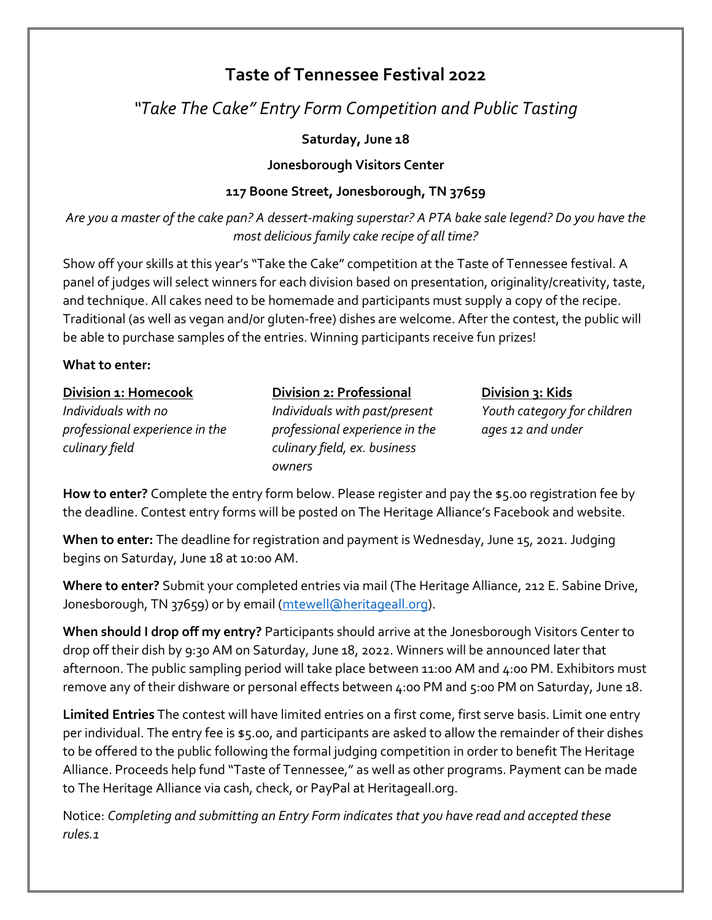# Taste of Tennessee Festival 2022

## *"Take The Cake" Entry Form Competition and Public Tasting*

**Saturday, June 18**

**Jonesborough Visitors Center**

**117 Boone Street, Jonesborough, TN 37659**

*Are you a master of the cake pan? A dessert-making superstar? A PTA bake sale legend? Do you have the most delicious family cake recipe of all time?*

Show off your skills at this year's "Take the Cake" competition at the Taste of Tennessee festival. A panel of judges will select winners for each division based on presentation, originality/creativity, taste, and technique. All cakes need to be homemade and participants must supply a copy of the recipe. Traditional (as well as vegan and/or gluten-free) dishes are welcome. After the contest, the public will be able to purchase samples of the entries. Winning participants receive fun prizes!

**What to enter:**

**Division 1: Homecook**
*Individuals with no professional experience in the culinary field*

**Division 2: Professional**
*Individuals with past/present professional experience in the culinary field, ex. business owners*

**Division 3: Kids**
*Youth category for children ages 12 and under*

**How to enter?** Complete the entry form below. Please register and pay the $5.00 registration fee by the deadline. Contest entry forms will be posted on The Heritage Alliance's Facebook and website.

**When to enter:** The deadline for registration and payment is Wednesday, June 15, 2021. Judging begins on Saturday, June 18 at 10:00 AM.

**Where to enter?** Submit your completed entries via mail (The Heritage Alliance, 212 E. Sabine Drive, Jonesborough, TN 37659) or by email (mtewell@heritageall.org).

**When should I drop off my entry?** Participants should arrive at the Jonesborough Visitors Center to drop off their dish by 9:30 AM on Saturday, June 18, 2022. Winners will be announced later that afternoon. The public sampling period will take place between 11:00 AM and 4:00 PM. Exhibitors must remove any of their dishware or personal effects between 4:00 PM and 5:00 PM on Saturday, June 18.

**Limited Entries** The contest will have limited entries on a first come, first serve basis. Limit one entry per individual. The entry fee is $5.00, and participants are asked to allow the remainder of their dishes to be offered to the public following the formal judging competition in order to benefit The Heritage Alliance. Proceeds help fund "Taste of Tennessee," as well as other programs. Payment can be made to The Heritage Alliance via cash, check, or PayPal at Heritageall.org.

Notice: *Completing and submitting an Entry Form indicates that you have read and accepted these rules.1*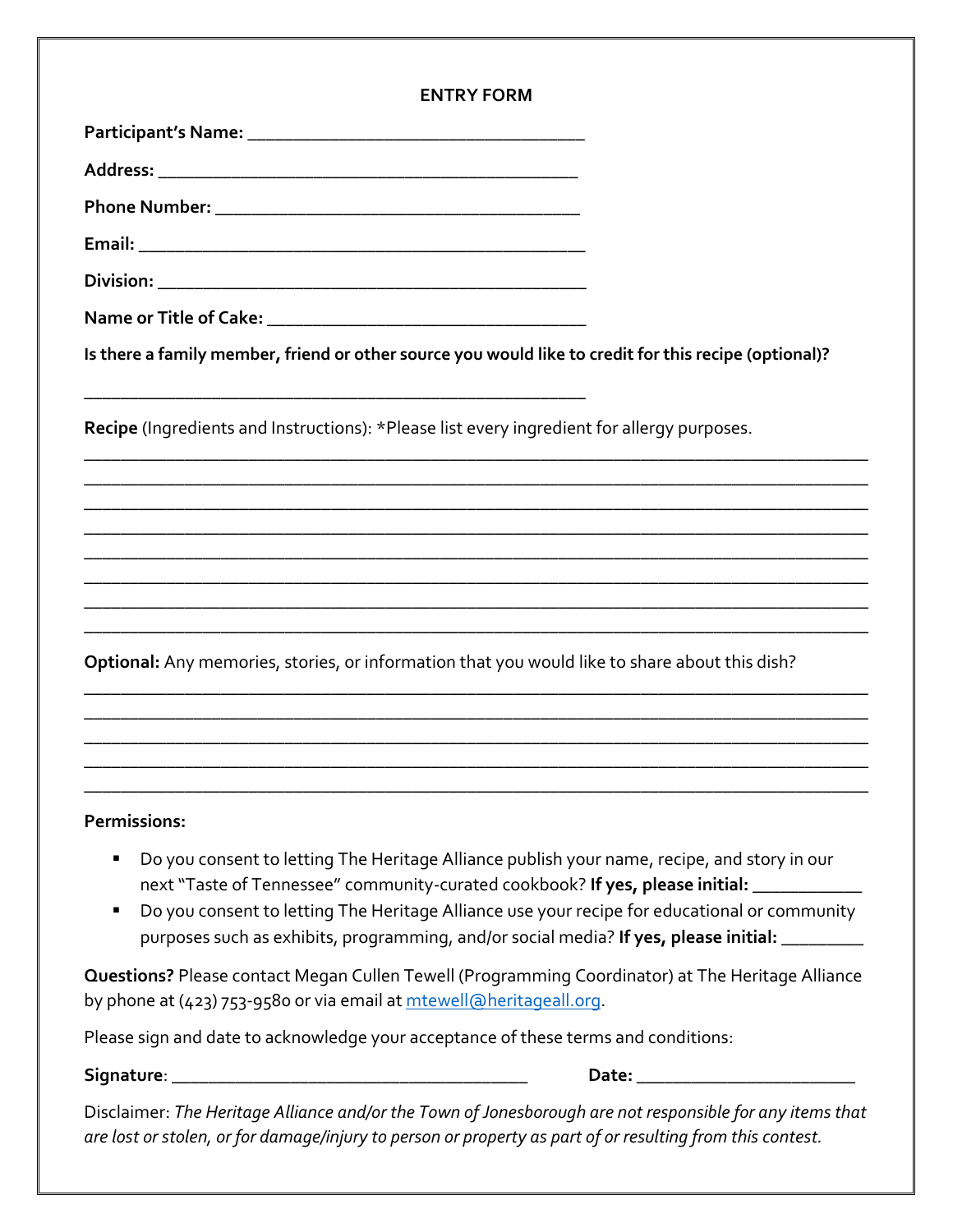## ENTRY FORM

**Participant's Name:** ___________________________________

**Address:** ______________________________________________

**Phone Number:** _________________________________________

**Email:** ________________________________________________

**Division:** ______________________________________________

**Name or Title of Cake:** __________________________________

**Is there a family member, friend or other source you would like to credit for this recipe (optional)?**

__________________________________________________________

**Recipe** (Ingredients and Instructions): *Please list every ingredient for allergy purposes.

__________________________________________________________________________________

__________________________________________________________________________________

__________________________________________________________________________________

__________________________________________________________________________________

__________________________________________________________________________________

__________________________________________________________________________________

__________________________________________________________________________________

__________________________________________________________________________________

**Optional:** Any memories, stories, or information that you would like to share about this dish?

__________________________________________________________________________________

__________________________________________________________________________________

__________________________________________________________________________________

__________________________________________________________________________________

__________________________________________________________________________________

**Permissions:**

- Do you consent to letting The Heritage Alliance publish your name, recipe, and story in our next "Taste of Tennessee" community-curated cookbook? **If yes, please initial:** ____________
- Do you consent to letting The Heritage Alliance use your recipe for educational or community purposes such as exhibits, programming, and/or social media? **If yes, please initial:** _________

**Questions?** Please contact Megan Cullen Tewell (Programming Coordinator) at The Heritage Alliance by phone at (423) 753-9580 or via email at mtewell@heritageall.org.

Please sign and date to acknowledge your acceptance of these terms and conditions:

**Signature**: ______________________________________ **Date:** ________________________

Disclaimer: *The Heritage Alliance and/or the Town of Jonesborough are not responsible for any items that are lost or stolen, or for damage/injury to person or property as part of or resulting from this contest.*